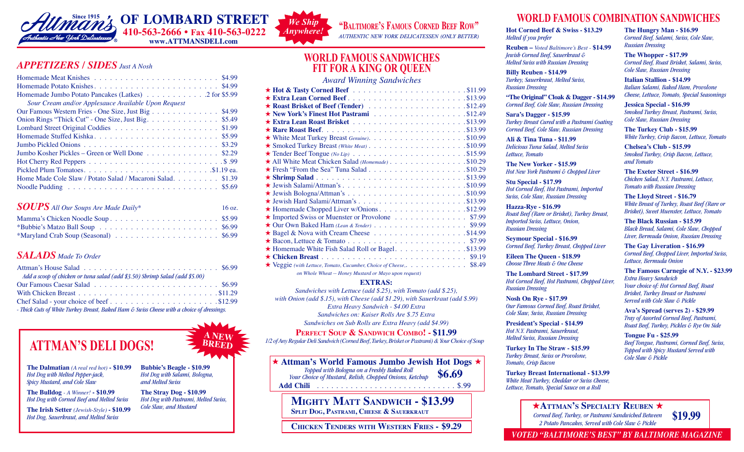# Attman's Since 1915 OF LOMBARD STREET

Authentic New York Delicatessen®

**410-563-2666 • Fax 410-563-0222**

**www.ATTMANSDELI.com**

*We Ship Anywhere!*

**"BALTIMORE'S FAMOUS CORNED BEEF ROW"**

*AUTHENTIC NEW YORK DELICATESSEN (ONLY BETTER)*

## *APPETIZERS / SIDES* *Just A Nosh*

| Item | Price |
|---|---|
| Homemade Meat Knishes | $4.99 |
| Homemade Potato Knishes | $4.99 |
| Homemade Jumbo Potato Pancakes (Latkes) | 2 for $5.99 |
| *Sour Cream and/or Applesauce Available Upon Request* | |
| Our Famous Western Fries - One Size, Just Big | $4.99 |
| Onion Rings "Thick Cut" - One Size, Just Big | $5.49 |
| Lombard Street Original Coddies | $1.99 |
| Homemade Stuffed Kishka | $5.99 |
| Jumbo Pickled Onions | $3.29 |
| Jumbo Kosher Pickles – Green or Well Done | $2.29 |
| Hot Cherry Red Peppers | $ .99 |
| Pickled Plum Tomatoes | $1.19 ea. |
| Home Made Cole Slaw / Potato Salad / Macaroni Salad | $1.39 |
| Noodle Pudding | $5.69 |

## *SOUPS* *All Our Soups Are Made Daily** — 16 oz.

| Item | Price |
|---|---|
| Mamma's Chicken Noodle Soup | $5.99 |
| *Bubbie's Matzo Ball Soup | $6.99 |
| *Maryland Crab Soup (Seasonal) | $6.99 |

## *SALADS* *Made To Order*

| Item | Price |
|---|---|
| Attman's House Salad | $6.99 |
| *Add a scoop of chicken or tuna salad (add $3.50) Shrimp Salad (add $5.00)* | |
| Our Famous Caesar Salad | $6.99 |
| With Chicken Breast | $11.29 |
| Chef Salad - your choice of beef | $12.99 |

*- Thick Cuts of White Turkey Breast, Baked Ham & Swiss Cheese with a choice of dressings.*

## ATTMAN'S DELI DOGS!

*A NEW BREED*

**The Dalmatian** *(A real red hot)* **- $10.99**
*Hot Dog with Melted Pepper-jack, Spicy Mustard, and Cole Slaw*

**The Bulldog** *- A Winner!* **- $10.99**
*Hot Dog with Corned Beef and Melted Swiss*

**The Irish Setter** *(Jewish-Style)* **- $10.99**
*Hot Dog, Sauerkraut, and Melted Swiss*

**Bubbie's Beagle - $10.99**
*Hot Dog with Salami, Bologna, and Melted Swiss*

**The Stray Dog - $10.99**
*Hot Dog with Pastrami, Melted Swiss, Cole Slaw, and Mustard*

## WORLD FAMOUS SANDWICHES FIT FOR A KING OR QUEEN

*Award Winning Sandwiches*

| Item | Price |
|---|---|
| ★ **Hot & Tasty Corned Beef** | $11.99 |
| ★ **Extra Lean Corned Beef** | $13.99 |
| ★ **Roast Brisket of Beef (Tender)** | $12.49 |
| ★ **New York's Finest Hot Pastrami** | $12.49 |
| ★ **Extra Lean Roast Brisket** | $13.99 |
| ★ **Rare Roast Beef** | $13.99 |
| ★ White Meat Turkey Breast *Genuine)* | $10.99 |
| ★ Smoked Turkey Breast *(White Meat)* | $10.99 |
| ★ Tender Beef Tongue *(No Lip)* | $15.99 |
| ★ All White Meat Chicken Salad *(Homemade)* | $10.29 |
| ★ Fresh "From the Sea" Tuna Salad | $10.29 |
| ★ **Shrimp Salad** | $13.99 |
| ★ Jewish Salami/Attman's | $10.99 |
| ★ Jewish Bologna/Attman's | $10.99 |
| ★ Jewish Hard Salami/Attman's | $13.99 |
| ★ Homemade Chopped Liver w/Onions | $12.99 |
| ★ Imported Swiss or Muenster or Provolone | $7.99 |
| ★ Our Own Baked Ham *(Lean & Tender)* | $9.99 |
| ★ Bagel & Nova with Cream Cheese | $14.99 |
| ★ Bacon, Lettuce & Tomato | $7.99 |
| ★ Homemade White Fish Salad Roll or Bagel | $13.99 |
| ★ **Chicken Breast** | $9.19 |
| ★ Veggie *(with Lettuce, Tomato, Cucumber, Choice of Cheese,.* | $8.49 |

*on Whole Wheat -- Honey Mustard or Mayo upon request)*

**EXTRAS:**

*Sandwiches with Lettuce (add $.25), with Tomato (add $.25), with Onion (add $.15), with Cheese (add $1.29), with Sauerkraut (add $.99)*
*Extra Heavy Sandwich - $4.00 Extra*
*Sandwiches on: Kaiser Rolls Are $.75 Extra*
*Sandwiches on Sub Rolls are Extra Heavy (add $4.99)*

**PERFECT SOUP & SANDWICH COMBO! - $11.99**

*1/2 of Any Regular Deli Sandwich (Corned Beef, Turkey, Brisket or Pastrami) & Your Choice of Soup*

**★ Attman's World Famous Jumbo Jewish Hot Dogs ★** — **$6.69**
*Topped with Bologna on a Freshly Baked Roll*
*Your Choice of Mustard, Relish, Chopped Onions, Ketchup*
**Add Chili** ........ $.99

**MIGHTY MATT SANDWICH - $13.99**
**SPLIT DOG, PASTRAMI, CHEESE & SAUERKRAUT**

**CHICKEN TENDERS WITH WESTERN FRIES - $9.29**

## WORLD FAMOUS COMBINATION SANDWICHES

**Hot Corned Beef & Swiss - $13.29**
*Melted if you prefer*

**Reuben –** *Voted Baltimore's Best -* **$14.99**
*Jewish Corned Beef, Sauerkraut & Melted Swiss with Russian Dressing*

**Billy Reuben - $14.99**
*Turkey, Sauerkraut, Melted Swiss, Russian Dressing*

**"The Original" Cloak & Dagger - $14.99**
*Corned Beef, Cole Slaw, Russian Dressing*

**Sara's Dagger - $15.99**
*Turkey Breast Cured with a Pastrami Coating Corned Beef, Cole Slaw, Russian Dressing*

**Ali & Tina Tuna - $11.99**
*Delicious Tuna Salad, Melted Swiss Lettuce, Tomato*

**The New Yorker - $15.99**
*Hot New York Pastrami & Chopped Liver*

**Stu Special - $17.99**
*Hot Corned Beef, Hot Pastrami, Imported Swiss, Cole Slaw, Russian Dressing*

**Hazza-Rye - $16.99**
*Roast Beef (Rare or Brisket), Turkey Breast, Imported Swiss, Lettuce, Onion, Russian Dressing*

**Seymour Special - $16.99**
*Corned Beef, Turkey Breast, Chopped Liver*

**Eileen The Queen - $18.99**
*Choose Three Meats & One Cheese*

**The Lombard Street - $17.99**
*Hot Corned Beef, Hot Pastrami, Chopped Liver, Russian Dressing*

**Nosh On Rye - $17.99**
*Our Famous Corned Beef, Roast Brisket, Cole Slaw, Swiss, Russian Dressing*

**President's Special - $14.99**
*Hot N.Y. Pastrami, Sauerkraut, Melted Swiss, Russian Dressing*

**Turkey In The Straw - $15.99**
*Turkey Breast, Swiss or Provolone, Tomato, Crisp Bacon*

**Turkey Breast International - $13.99**
*White Meat Turkey, Cheddar or Swiss Cheese, Lettuce, Tomato, Special Sauce on a Roll*

**The Hungry Man - $16.99**
*Corned Beef, Salami, Swiss, Cole Slaw, Russian Dressing*

**The Whopper - $17.99**
*Corned Beef, Roast Brisket, Salami, Swiss, Cole Slaw, Russian Dressing*

**Italian Stallion - $14.99**
*Italian Salami, Baked Ham, Provolone Cheese, Lettuce, Tomato, Special Seasonings*

**Jessica Special - $16.99**
*Smoked Turkey Breast, Pastrami, Swiss, Cole Slaw, Russian Dressing*

**The Turkey Club - $15.99**
*White Turkey, Crisp Bacon, Lettuce, Tomato*

**Chelsea's Club - $15.99**
*Smoked Turkey, Crisp Bacon, Lettuce, and Tomato*

**The Exeter Street - $16.99**
*Chicken Salad, N.Y. Pastrami, Lettuce, Tomato with Russian Dressing*

**The Lloyd Street - $16.79**
*White Breast of Turkey, Roast Beef (Rare or Brisket), Sweet Muenster, Lettuce, Tomato*

**The Black Russian - $15.99**
*Black Bread, Salami, Cole Slaw, Chopped Liver, Bermuda Onion, Russian Dressing*

**The Gay Liveration - $16.99**
*Corned Beef, Chopped Liver, Imported Swiss, Lettuce, Bermuda Onion*

**The Famous Carnegie of N.Y. - $23.99**
*Extra Heavy Sandwich*
*Your choice of: Hot Corned Beef, Roast Brisket, Turkey Breast or Pastrami Served with Cole Slaw & Pickle*

**Ava's Spread (serves 2) - $29.99**
*Tray of Assorted Corned Beef, Pastrami, Roast Beef, Turkey, Pickles & Rye On Side*

**Tongue Fu - $25.99**
*Beef Tongue, Pastrami, Corned Beef, Swiss, Topped with Spicy Mustard Served with Cole Slaw & Pickle*

**★ATTMAN'S SPECIALTY REUBEN★** — **$19.99**
*Corned Beef, Turkey, or Pastrami Sandwiched Between 2 Potato Pancakes, Served with Cole Slaw & Pickle*

*VOTED "BALTIMORE'S BEST" BY BALTIMORE MAGAZINE*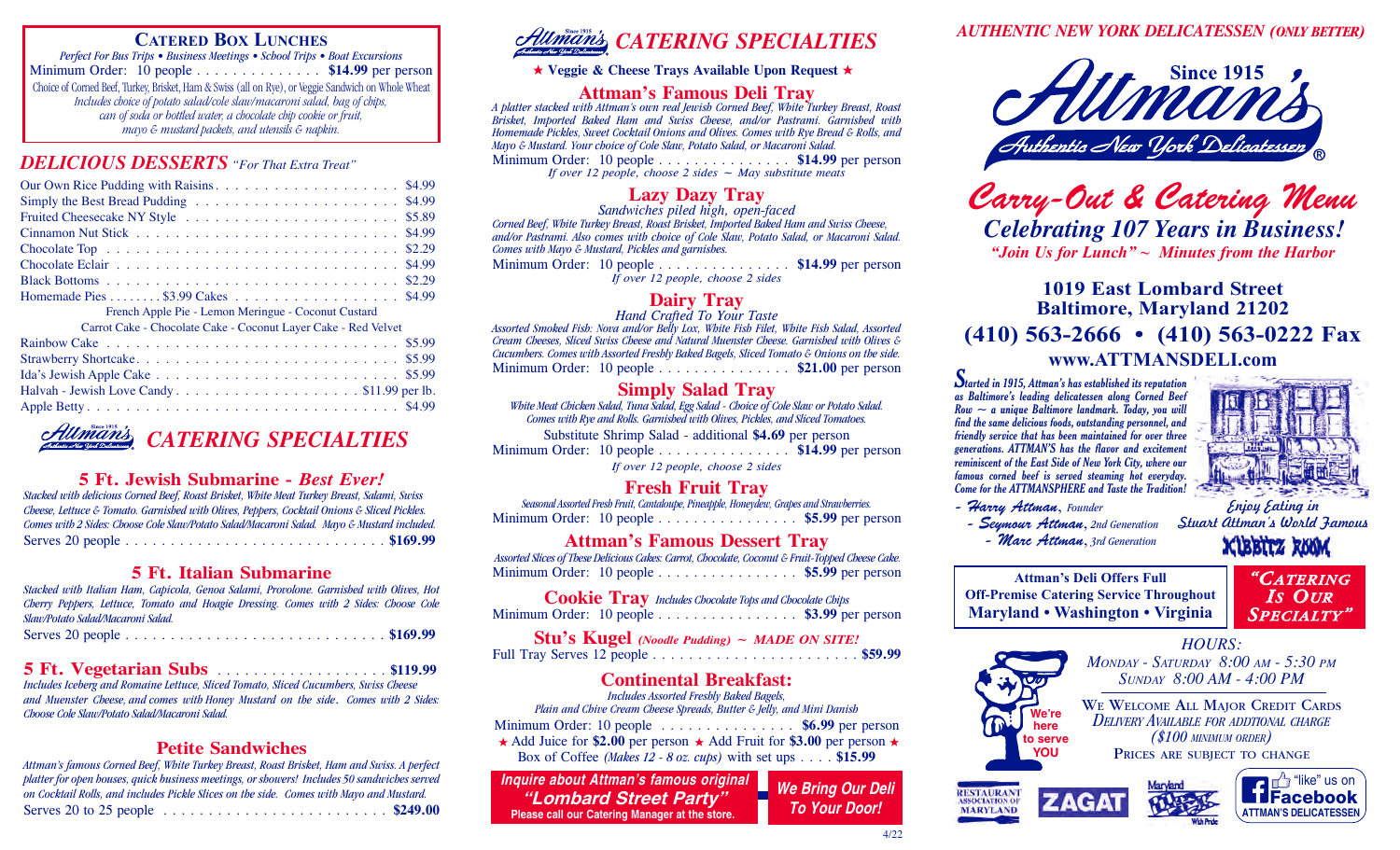## Catered Box Lunches

*Perfect For Bus Trips • Business Meetings • School Trips • Boat Excursions*

Minimum Order: 10 people . . . . . . . . . . . . . . **$14.99** per person

Choice of Corned Beef, Turkey, Brisket, Ham & Swiss (all on Rye), or Veggie Sandwich on Whole Wheat

*Includes choice of potato salad/cole slaw/macaroni salad, bag of chips, can of soda or bottled water, a chocolate chip cookie or fruit, mayo & mustard packets, and utensils & napkin.*

## DELICIOUS DESSERTS *"For That Extra Treat"*

| | |
|---|---|
| Our Own Rice Pudding with Raisins | $4.99 |
| Simply the Best Bread Pudding | $4.99 |
| Fruited Cheesecake NY Style | $5.89 |
| Cinnamon Nut Stick | $4.99 |
| Chocolate Top | $2.29 |
| Chocolate Eclair | $4.99 |
| Black Bottoms | $2.29 |
| Homemade Pies . . . . . . . . $3.99 Cakes | $4.99 |

French Apple Pie - Lemon Meringue - Coconut Custard

Carrot Cake - Chocolate Cake - Coconut Layer Cake - Red Velvet

| | |
|---|---|
| Rainbow Cake | $5.99 |
| Strawberry Shortcake | $5.99 |
| Ida's Jewish Apple Cake | $5.99 |
| Halvah - Jewish Love Candy | $11.99 per lb. |
| Apple Betty | $4.99 |

## Attman's CATERING SPECIALTIES

### 5 Ft. Jewish Submarine - *Best Ever!*

*Stacked with delicious Corned Beef, Roast Brisket, White Meat Turkey Breast, Salami, Swiss Cheese, Lettuce & Tomato. Garnished with Olives, Peppers, Cocktail Onions & Sliced Pickles. Comes with 2 Sides: Choose Cole Slaw/Potato Salad/Macaroni Salad. Mayo & Mustard included.*

Serves 20 people . . . . . . . . . . . . . . . . . . . . . . . . . . . . **$169.99**

### 5 Ft. Italian Submarine

*Stacked with Italian Ham, Capicola, Genoa Salami, Provolone. Garnished with Olives, Hot Cherry Peppers, Lettuce, Tomato and Hoagie Dressing. Comes with 2 Sides: Choose Cole Slaw/Potato Salad/Macaroni Salad.*

Serves 20 people . . . . . . . . . . . . . . . . . . . . . . . . . . . . **$169.99**

### 5 Ft. Vegetarian Subs . . . . . . . . . . . . . . . . . . . $119.99

*Includes Iceberg and Romaine Lettuce, Sliced Tomato, Sliced Cucumbers, Swiss Cheese and Muenster Cheese, and comes with Honey Mustard on the side. Comes with 2 Sides: Choose Cole Slaw/Potato Salad/Macaroni Salad.*

### Petite Sandwiches

*Attman's famous Corned Beef, White Turkey Breast, Roast Brisket, Ham and Swiss. A perfect platter for open houses, quick business meetings, or showers! Includes 50 sandwiches served on Cocktail Rolls, and includes Pickle Slices on the side. Comes with Mayo and Mustard.*

Serves 20 to 25 people . . . . . . . . . . . . . . . . . . . . . . . . . **$249.00**

## Attman's CATERING SPECIALTIES

★ **Veggie & Cheese Trays Available Upon Request** ★

### Attman's Famous Deli Tray

*A platter stacked with Attman's own real Jewish Corned Beef, White Turkey Breast, Roast Brisket, Imported Baked Ham and Swiss Cheese, and/or Pastrami. Garnished with Homemade Pickles, Sweet Cocktail Onions and Olives. Comes with Rye Bread & Rolls, and Mayo & Mustard. Your choice of Cole Slaw, Potato Salad, or Macaroni Salad.*

Minimum Order: 10 people . . . . . . . . . . . . . . . **$14.99** per person

*If over 12 people, choose 2 sides ~ May substitute meats*

### Lazy Dazy Tray

*Sandwiches piled high, open-faced*

*Corned Beef, White Turkey Breast, Roast Brisket, Imported Baked Ham and Swiss Cheese, and/or Pastrami. Also comes with choice of Cole Slaw, Potato Salad, or Macaroni Salad. Comes with Mayo & Mustard, Pickles and garnishes.*

Minimum Order: 10 people . . . . . . . . . . . . . . . **$14.99** per person

*If over 12 people, choose 2 sides*

### Dairy Tray

*Hand Crafted To Your Taste*

*Assorted Smoked Fish: Nova and/or Belly Lox, White Fish Filet, White Fish Salad, Assorted Cream Cheeses, Sliced Swiss Cheese and Natural Muenster Cheese. Garnished with Olives & Cucumbers. Comes with Assorted Freshly Baked Bagels, Sliced Tomato & Onions on the side.*

Minimum Order: 10 people . . . . . . . . . . . . . . . **$21.00** per person

### Simply Salad Tray

*White Meat Chicken Salad, Tuna Salad, Egg Salad - Choice of Cole Slaw or Potato Salad. Comes with Rye and Rolls. Garnished with Olives, Pickles, and Sliced Tomatoes.*

Substitute Shrimp Salad - additional **$4.69** per person

Minimum Order: 10 people . . . . . . . . . . . . . . . **$14.99** per person

*If over 12 people, choose 2 sides*

### Fresh Fruit Tray

*Seasonal Assorted Fresh Fruit, Cantaloupe, Pineapple, Honeydew, Grapes and Strawberries.*

Minimum Order: 10 people . . . . . . . . . . . . . . . . **$5.99** per person

### Attman's Famous Dessert Tray

*Assorted Slices of These Delicious Cakes: Carrot, Chocolate, Coconut & Fruit-Topped Cheese Cake.*

Minimum Order: 10 people . . . . . . . . . . . . . . . . **$5.99** per person

### Cookie Tray *Includes Chocolate Tops and Chocolate Chips*

Minimum Order: 10 people . . . . . . . . . . . . . . . . **$3.99** per person

### Stu's Kugel *(Noodle Pudding) ~ MADE ON SITE!*

Full Tray Serves 12 people . . . . . . . . . . . . . . . . . . . . . . . **$59.99**

### Continental Breakfast:

*Includes Assorted Freshly Baked Bagels, Plain and Chive Cream Cheese Spreads, Butter & Jelly, and Mini Danish*

Minimum Order: 10 people . . . . . . . . . . . . . . . **$6.99** per person

★ Add Juice for **$2.00** per person ★ Add Fruit for **$3.00** per person ★

Box of Coffee *(Makes 12 - 8 oz. cups)* with set ups . . . . **$15.99**

**Inquire about Attman's famous original "Lombard Street Party"**
**Please call our Catering Manager at the store.**

**We Bring Our Deli To Your Door!**

*AUTHENTIC NEW YORK DELICATESSEN (ONLY BETTER)*

# Attman's
Since 1915
Authentic New York Delicatessen®

## Carry-Out & Catering Menu

### Celebrating 107 Years in Business!

*"Join Us for Lunch" ~ Minutes from the Harbor*

**1019 East Lombard Street**
**Baltimore, Maryland 21202**

**(410) 563-2666 • (410) 563-0222 Fax**

**www.ATTMANSDELI.com**

*Started in 1915, Attman's has established its reputation as Baltimore's leading delicatessen along Corned Beef Row ~ a unique Baltimore landmark. Today, you will find the same delicious foods, outstanding personnel, and friendly service that has been maintained for over three generations. ATTMAN'S has the flavor and excitement reminiscent of the East Side of New York City, where our famous corned beef is served steaming hot everyday. Come for the ATTMANSPHERE and Taste the Tradition!*

- *Harry Attman*, Founder
- *Seymour Attman*, 2nd Generation
- *Marc Attman*, 3rd Generation

*Enjoy Eating in Stuart Attman's World Famous* KIBBITZ ROOM

**Attman's Deli Offers Full Off-Premise Catering Service Throughout Maryland • Washington • Virginia**

**"CATERING IS OUR SPECIALTY"**

We're here to serve YOU

*HOURS:*
*MONDAY - SATURDAY 8:00 AM - 5:30 PM*
*SUNDAY 8:00 AM - 4:00 PM*

WE WELCOME ALL MAJOR CREDIT CARDS
*DELIVERY AVAILABLE FOR ADDTIONAL CHARGE*
*($100 MINIMUM ORDER)*
PRICES ARE SUBJECT TO CHANGE

RESTAURANT ASSOCIATION OF MARYLAND · ZAGAT · Maryland With Pride · "like" us on Facebook ATTMAN'S DELICATESSEN

4/22